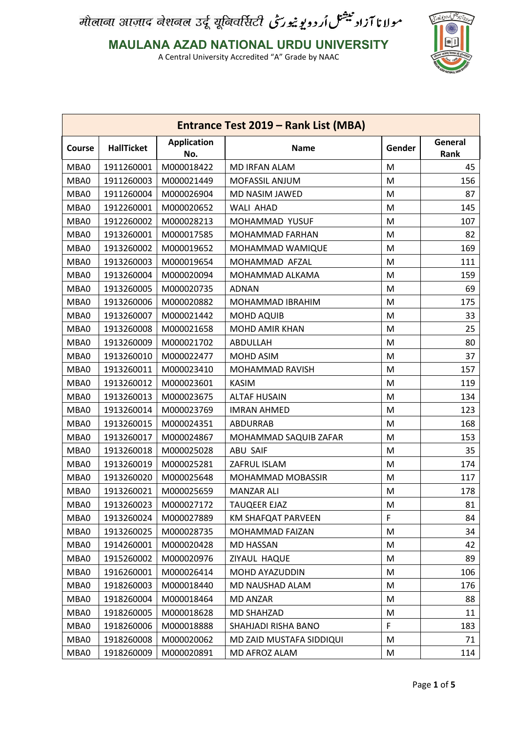मौलाना आज़ाद नेशनल उर्दू यूनिवर्सिटी مولانا آزاد نیشنل اُردو یونیورسٹی

**MAULANA AZAD NATIONAL URDU UNIVERSITY**

A Central University Accredited "A" Grade by NAAC

## Entrance Test 2019 – Rank List (MBA)

| Course | HallTicket | Application No. | Name | Gender | General Rank |
|---|---|---|---|---|---|
| MBA0 | 1911260001 | M000018422 | MD IRFAN ALAM | M | 45 |
| MBA0 | 1911260003 | M000021449 | MOFASSIL ANJUM | M | 156 |
| MBA0 | 1911260004 | M000026904 | MD NASIM JAWED | M | 87 |
| MBA0 | 1912260001 | M000020652 | WALI AHAD | M | 145 |
| MBA0 | 1912260002 | M000028213 | MOHAMMAD YUSUF | M | 107 |
| MBA0 | 1913260001 | M000017585 | MOHAMMAD FARHAN | M | 82 |
| MBA0 | 1913260002 | M000019652 | MOHAMMAD WAMIQUE | M | 169 |
| MBA0 | 1913260003 | M000019654 | MOHAMMAD AFZAL | M | 111 |
| MBA0 | 1913260004 | M000020094 | MOHAMMAD ALKAMA | M | 159 |
| MBA0 | 1913260005 | M000020735 | ADNAN | M | 69 |
| MBA0 | 1913260006 | M000020882 | MOHAMMAD IBRAHIM | M | 175 |
| MBA0 | 1913260007 | M000021442 | MOHD AQUIB | M | 33 |
| MBA0 | 1913260008 | M000021658 | MOHD AMIR KHAN | M | 25 |
| MBA0 | 1913260009 | M000021702 | ABDULLAH | M | 80 |
| MBA0 | 1913260010 | M000022477 | MOHD ASIM | M | 37 |
| MBA0 | 1913260011 | M000023410 | MOHAMMAD RAVISH | M | 157 |
| MBA0 | 1913260012 | M000023601 | KASIM | M | 119 |
| MBA0 | 1913260013 | M000023675 | ALTAF HUSAIN | M | 134 |
| MBA0 | 1913260014 | M000023769 | IMRAN AHMED | M | 123 |
| MBA0 | 1913260015 | M000024351 | ABDURRAB | M | 168 |
| MBA0 | 1913260017 | M000024867 | MOHAMMAD SAQUIB ZAFAR | M | 153 |
| MBA0 | 1913260018 | M000025028 | ABU SAIF | M | 35 |
| MBA0 | 1913260019 | M000025281 | ZAFRUL ISLAM | M | 174 |
| MBA0 | 1913260020 | M000025648 | MOHAMMAD MOBASSIR | M | 117 |
| MBA0 | 1913260021 | M000025659 | MANZAR ALI | M | 178 |
| MBA0 | 1913260023 | M000027172 | TAUQEER EJAZ | M | 81 |
| MBA0 | 1913260024 | M000027889 | KM SHAFQAT PARVEEN | F | 84 |
| MBA0 | 1913260025 | M000028735 | MOHAMMAD FAIZAN | M | 34 |
| MBA0 | 1914260001 | M000020428 | MD HASSAN | M | 42 |
| MBA0 | 1915260002 | M000020976 | ZIYAUL HAQUE | M | 89 |
| MBA0 | 1916260001 | M000026414 | MOHD AYAZUDDIN | M | 106 |
| MBA0 | 1918260003 | M000018440 | MD NAUSHAD ALAM | M | 176 |
| MBA0 | 1918260004 | M000018464 | MD ANZAR | M | 88 |
| MBA0 | 1918260005 | M000018628 | MD SHAHZAD | M | 11 |
| MBA0 | 1918260006 | M000018888 | SHAHJADI RISHA BANO | F | 183 |
| MBA0 | 1918260008 | M000020062 | MD ZAID MUSTAFA SIDDIQUI | M | 71 |
| MBA0 | 1918260009 | M000020891 | MD AFROZ ALAM | M | 114 |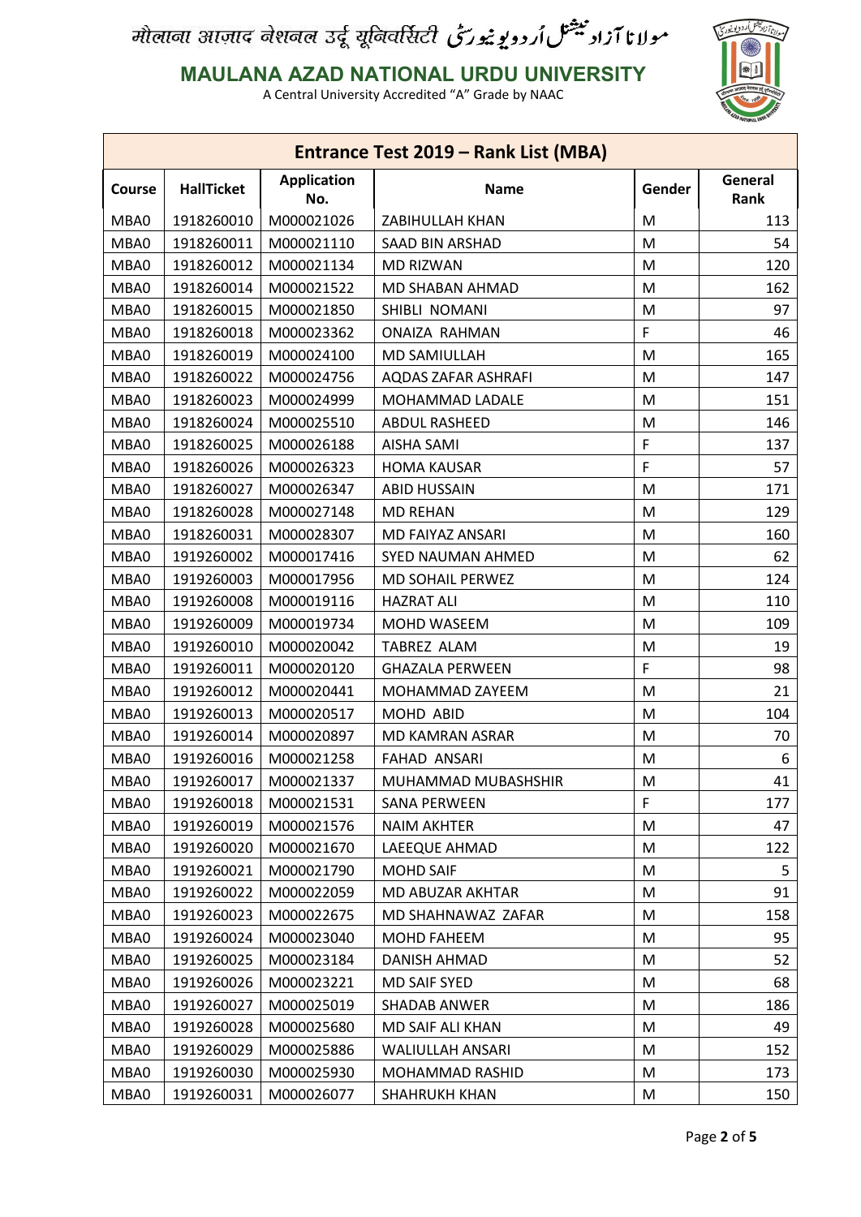# मौलाना आज़ाद नेशनल उर्दू यूनिवर्सिटी مولانا آزاد نیشنل اُردو یونیورسٹی

## MAULANA AZAD NATIONAL URDU UNIVERSITY

A Central University Accredited "A" Grade by NAAC

### Entrance Test 2019 – Rank List (MBA)

| Course | HallTicket | Application No. | Name | Gender | General Rank |
|---|---|---|---|---|---|
| MBA0 | 1918260010 | M000021026 | ZABIHULLAH KHAN | M | 113 |
| MBA0 | 1918260011 | M000021110 | SAAD BIN ARSHAD | M | 54 |
| MBA0 | 1918260012 | M000021134 | MD RIZWAN | M | 120 |
| MBA0 | 1918260014 | M000021522 | MD SHABAN AHMAD | M | 162 |
| MBA0 | 1918260015 | M000021850 | SHIBLI NOMANI | M | 97 |
| MBA0 | 1918260018 | M000023362 | ONAIZA RAHMAN | F | 46 |
| MBA0 | 1918260019 | M000024100 | MD SAMIULLAH | M | 165 |
| MBA0 | 1918260022 | M000024756 | AQDAS ZAFAR ASHRAFI | M | 147 |
| MBA0 | 1918260023 | M000024999 | MOHAMMAD LADALE | M | 151 |
| MBA0 | 1918260024 | M000025510 | ABDUL RASHEED | M | 146 |
| MBA0 | 1918260025 | M000026188 | AISHA SAMI | F | 137 |
| MBA0 | 1918260026 | M000026323 | HOMA KAUSAR | F | 57 |
| MBA0 | 1918260027 | M000026347 | ABID HUSSAIN | M | 171 |
| MBA0 | 1918260028 | M000027148 | MD REHAN | M | 129 |
| MBA0 | 1918260031 | M000028307 | MD FAIYAZ ANSARI | M | 160 |
| MBA0 | 1919260002 | M000017416 | SYED NAUMAN AHMED | M | 62 |
| MBA0 | 1919260003 | M000017956 | MD SOHAIL PERWEZ | M | 124 |
| MBA0 | 1919260008 | M000019116 | HAZRAT ALI | M | 110 |
| MBA0 | 1919260009 | M000019734 | MOHD WASEEM | M | 109 |
| MBA0 | 1919260010 | M000020042 | TABREZ ALAM | M | 19 |
| MBA0 | 1919260011 | M000020120 | GHAZALA PERWEEN | F | 98 |
| MBA0 | 1919260012 | M000020441 | MOHAMMAD ZAYEEM | M | 21 |
| MBA0 | 1919260013 | M000020517 | MOHD ABID | M | 104 |
| MBA0 | 1919260014 | M000020897 | MD KAMRAN ASRAR | M | 70 |
| MBA0 | 1919260016 | M000021258 | FAHAD ANSARI | M | 6 |
| MBA0 | 1919260017 | M000021337 | MUHAMMAD MUBASHSHIR | M | 41 |
| MBA0 | 1919260018 | M000021531 | SANA PERWEEN | F | 177 |
| MBA0 | 1919260019 | M000021576 | NAIM AKHTER | M | 47 |
| MBA0 | 1919260020 | M000021670 | LAEEQUE AHMAD | M | 122 |
| MBA0 | 1919260021 | M000021790 | MOHD SAIF | M | 5 |
| MBA0 | 1919260022 | M000022059 | MD ABUZAR AKHTAR | M | 91 |
| MBA0 | 1919260023 | M000022675 | MD SHAHNAWAZ ZAFAR | M | 158 |
| MBA0 | 1919260024 | M000023040 | MOHD FAHEEM | M | 95 |
| MBA0 | 1919260025 | M000023184 | DANISH AHMAD | M | 52 |
| MBA0 | 1919260026 | M000023221 | MD SAIF SYED | M | 68 |
| MBA0 | 1919260027 | M000025019 | SHADAB ANWER | M | 186 |
| MBA0 | 1919260028 | M000025680 | MD SAIF ALI KHAN | M | 49 |
| MBA0 | 1919260029 | M000025886 | WALIULLAH ANSARI | M | 152 |
| MBA0 | 1919260030 | M000025930 | MOHAMMAD RASHID | M | 173 |
| MBA0 | 1919260031 | M000026077 | SHAHRUKH KHAN | M | 150 |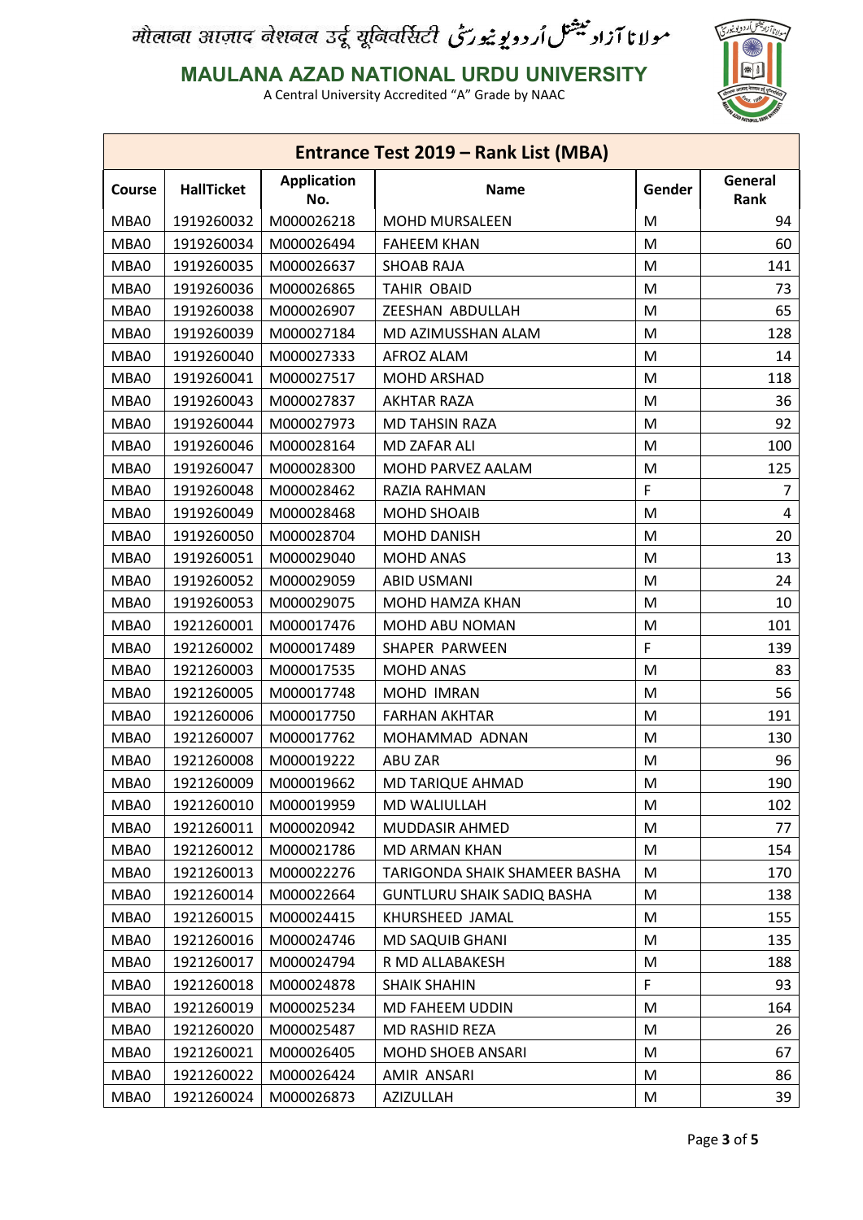मौलाना आज़ाद नेशनल उर्दू यूनिवर्सिटी مولانا آزاد نیشنل اُردو یونیورسٹی

**MAULANA AZAD NATIONAL URDU UNIVERSITY**

A Central University Accredited "A" Grade by NAAC

## Entrance Test 2019 – Rank List (MBA)

| Course | HallTicket | Application No. | Name | Gender | General Rank |
|---|---|---|---|---|---|
| MBA0 | 1919260032 | M000026218 | MOHD MURSALEEN | M | 94 |
| MBA0 | 1919260034 | M000026494 | FAHEEM KHAN | M | 60 |
| MBA0 | 1919260035 | M000026637 | SHOAB RAJA | M | 141 |
| MBA0 | 1919260036 | M000026865 | TAHIR OBAID | M | 73 |
| MBA0 | 1919260038 | M000026907 | ZEESHAN ABDULLAH | M | 65 |
| MBA0 | 1919260039 | M000027184 | MD AZIMUSSHAN ALAM | M | 128 |
| MBA0 | 1919260040 | M000027333 | AFROZ ALAM | M | 14 |
| MBA0 | 1919260041 | M000027517 | MOHD ARSHAD | M | 118 |
| MBA0 | 1919260043 | M000027837 | AKHTAR RAZA | M | 36 |
| MBA0 | 1919260044 | M000027973 | MD TAHSIN RAZA | M | 92 |
| MBA0 | 1919260046 | M000028164 | MD ZAFAR ALI | M | 100 |
| MBA0 | 1919260047 | M000028300 | MOHD PARVEZ AALAM | M | 125 |
| MBA0 | 1919260048 | M000028462 | RAZIA RAHMAN | F | 7 |
| MBA0 | 1919260049 | M000028468 | MOHD SHOAIB | M | 4 |
| MBA0 | 1919260050 | M000028704 | MOHD DANISH | M | 20 |
| MBA0 | 1919260051 | M000029040 | MOHD ANAS | M | 13 |
| MBA0 | 1919260052 | M000029059 | ABID USMANI | M | 24 |
| MBA0 | 1919260053 | M000029075 | MOHD HAMZA KHAN | M | 10 |
| MBA0 | 1921260001 | M000017476 | MOHD ABU NOMAN | M | 101 |
| MBA0 | 1921260002 | M000017489 | SHAPER PARWEEN | F | 139 |
| MBA0 | 1921260003 | M000017535 | MOHD ANAS | M | 83 |
| MBA0 | 1921260005 | M000017748 | MOHD IMRAN | M | 56 |
| MBA0 | 1921260006 | M000017750 | FARHAN AKHTAR | M | 191 |
| MBA0 | 1921260007 | M000017762 | MOHAMMAD ADNAN | M | 130 |
| MBA0 | 1921260008 | M000019222 | ABU ZAR | M | 96 |
| MBA0 | 1921260009 | M000019662 | MD TARIQUE AHMAD | M | 190 |
| MBA0 | 1921260010 | M000019959 | MD WALIULLAH | M | 102 |
| MBA0 | 1921260011 | M000020942 | MUDDASIR AHMED | M | 77 |
| MBA0 | 1921260012 | M000021786 | MD ARMAN KHAN | M | 154 |
| MBA0 | 1921260013 | M000022276 | TARIGONDA SHAIK SHAMEER BASHA | M | 170 |
| MBA0 | 1921260014 | M000022664 | GUNTLURU SHAIK SADIQ BASHA | M | 138 |
| MBA0 | 1921260015 | M000024415 | KHURSHEED JAMAL | M | 155 |
| MBA0 | 1921260016 | M000024746 | MD SAQUIB GHANI | M | 135 |
| MBA0 | 1921260017 | M000024794 | R MD ALLABAKESH | M | 188 |
| MBA0 | 1921260018 | M000024878 | SHAIK SHAHIN | F | 93 |
| MBA0 | 1921260019 | M000025234 | MD FAHEEM UDDIN | M | 164 |
| MBA0 | 1921260020 | M000025487 | MD RASHID REZA | M | 26 |
| MBA0 | 1921260021 | M000026405 | MOHD SHOEB ANSARI | M | 67 |
| MBA0 | 1921260022 | M000026424 | AMIR ANSARI | M | 86 |
| MBA0 | 1921260024 | M000026873 | AZIZULLAH | M | 39 |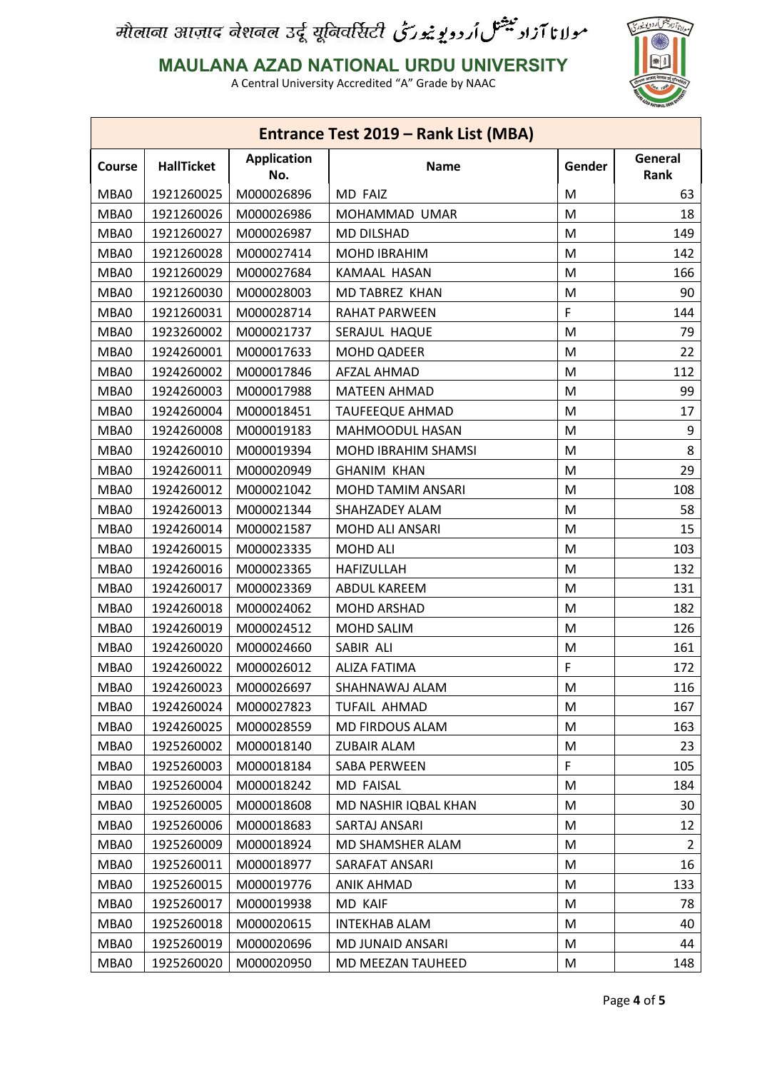मौलाना आज़ाद नेशनल उर्दू यूनिवर्सिटी مولانا آزاد نیشنل اُردو یونیورسٹی

**MAULANA AZAD NATIONAL URDU UNIVERSITY**

A Central University Accredited "A" Grade by NAAC

| Entrance Test 2019 – Rank List (MBA) | | | | | |
|---|---|---|---|---|---|
| **Course** | **HallTicket** | **Application No.** | **Name** | **Gender** | **General Rank** |
| MBA0 | 1921260025 | M000026896 | MD FAIZ | M | 63 |
| MBA0 | 1921260026 | M000026986 | MOHAMMAD UMAR | M | 18 |
| MBA0 | 1921260027 | M000026987 | MD DILSHAD | M | 149 |
| MBA0 | 1921260028 | M000027414 | MOHD IBRAHIM | M | 142 |
| MBA0 | 1921260029 | M000027684 | KAMAAL HASAN | M | 166 |
| MBA0 | 1921260030 | M000028003 | MD TABREZ KHAN | M | 90 |
| MBA0 | 1921260031 | M000028714 | RAHAT PARWEEN | F | 144 |
| MBA0 | 1923260002 | M000021737 | SERAJUL HAQUE | M | 79 |
| MBA0 | 1924260001 | M000017633 | MOHD QADEER | M | 22 |
| MBA0 | 1924260002 | M000017846 | AFZAL AHMAD | M | 112 |
| MBA0 | 1924260003 | M000017988 | MATEEN AHMAD | M | 99 |
| MBA0 | 1924260004 | M000018451 | TAUFEEQUE AHMAD | M | 17 |
| MBA0 | 1924260008 | M000019183 | MAHMOODUL HASAN | M | 9 |
| MBA0 | 1924260010 | M000019394 | MOHD IBRAHIM SHAMSI | M | 8 |
| MBA0 | 1924260011 | M000020949 | GHANIM KHAN | M | 29 |
| MBA0 | 1924260012 | M000021042 | MOHD TAMIM ANSARI | M | 108 |
| MBA0 | 1924260013 | M000021344 | SHAHZADEY ALAM | M | 58 |
| MBA0 | 1924260014 | M000021587 | MOHD ALI ANSARI | M | 15 |
| MBA0 | 1924260015 | M000023335 | MOHD ALI | M | 103 |
| MBA0 | 1924260016 | M000023365 | HAFIZULLAH | M | 132 |
| MBA0 | 1924260017 | M000023369 | ABDUL KAREEM | M | 131 |
| MBA0 | 1924260018 | M000024062 | MOHD ARSHAD | M | 182 |
| MBA0 | 1924260019 | M000024512 | MOHD SALIM | M | 126 |
| MBA0 | 1924260020 | M000024660 | SABIR ALI | M | 161 |
| MBA0 | 1924260022 | M000026012 | ALIZA FATIMA | F | 172 |
| MBA0 | 1924260023 | M000026697 | SHAHNAWAJ ALAM | M | 116 |
| MBA0 | 1924260024 | M000027823 | TUFAIL AHMAD | M | 167 |
| MBA0 | 1924260025 | M000028559 | MD FIRDOUS ALAM | M | 163 |
| MBA0 | 1925260002 | M000018140 | ZUBAIR ALAM | M | 23 |
| MBA0 | 1925260003 | M000018184 | SABA PERWEEN | F | 105 |
| MBA0 | 1925260004 | M000018242 | MD FAISAL | M | 184 |
| MBA0 | 1925260005 | M000018608 | MD NASHIR IQBAL KHAN | M | 30 |
| MBA0 | 1925260006 | M000018683 | SARTAJ ANSARI | M | 12 |
| MBA0 | 1925260009 | M000018924 | MD SHAMSHER ALAM | M | 2 |
| MBA0 | 1925260011 | M000018977 | SARAFAT ANSARI | M | 16 |
| MBA0 | 1925260015 | M000019776 | ANIK AHMAD | M | 133 |
| MBA0 | 1925260017 | M000019938 | MD KAIF | M | 78 |
| MBA0 | 1925260018 | M000020615 | INTEKHAB ALAM | M | 40 |
| MBA0 | 1925260019 | M000020696 | MD JUNAID ANSARI | M | 44 |
| MBA0 | 1925260020 | M000020950 | MD MEEZAN TAUHEED | M | 148 |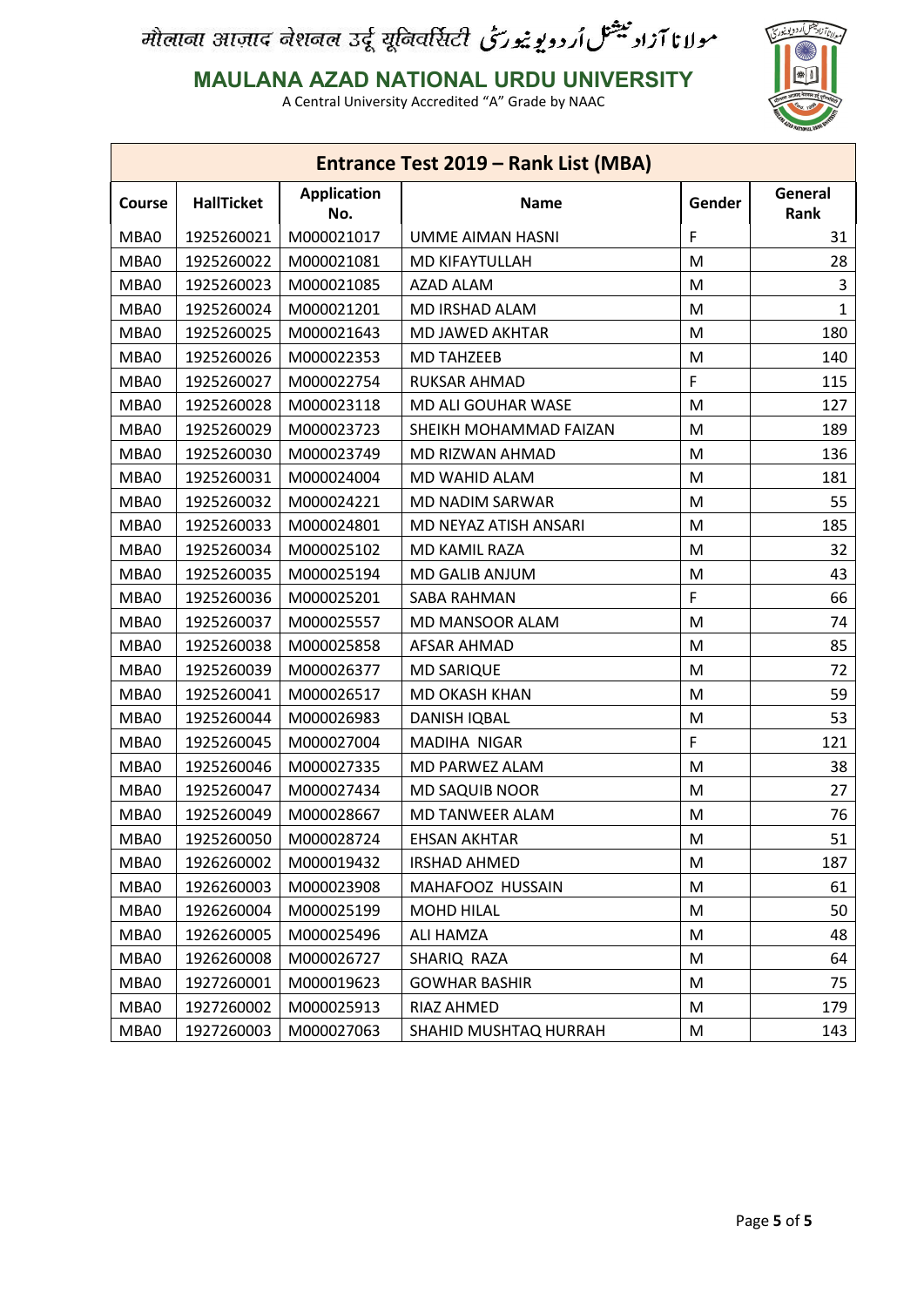मौलाना आज़ाद नेशनल उर्दू यूनिवर्सिटी مولانا آزاد نیشنل اُردو یونیورسٹی

**MAULANA AZAD NATIONAL URDU UNIVERSITY**

A Central University Accredited "A" Grade by NAAC

## Entrance Test 2019 – Rank List (MBA)

| Course | HallTicket | Application No. | Name | Gender | General Rank |
|---|---|---|---|---|---|
| MBA0 | 1925260021 | M000021017 | UMME AIMAN HASNI | F | 31 |
| MBA0 | 1925260022 | M000021081 | MD KIFAYTULLAH | M | 28 |
| MBA0 | 1925260023 | M000021085 | AZAD ALAM | M | 3 |
| MBA0 | 1925260024 | M000021201 | MD IRSHAD ALAM | M | 1 |
| MBA0 | 1925260025 | M000021643 | MD JAWED AKHTAR | M | 180 |
| MBA0 | 1925260026 | M000022353 | MD TAHZEEB | M | 140 |
| MBA0 | 1925260027 | M000022754 | RUKSAR AHMAD | F | 115 |
| MBA0 | 1925260028 | M000023118 | MD ALI GOUHAR WASE | M | 127 |
| MBA0 | 1925260029 | M000023723 | SHEIKH MOHAMMAD FAIZAN | M | 189 |
| MBA0 | 1925260030 | M000023749 | MD RIZWAN AHMAD | M | 136 |
| MBA0 | 1925260031 | M000024004 | MD WAHID ALAM | M | 181 |
| MBA0 | 1925260032 | M000024221 | MD NADIM SARWAR | M | 55 |
| MBA0 | 1925260033 | M000024801 | MD NEYAZ ATISH ANSARI | M | 185 |
| MBA0 | 1925260034 | M000025102 | MD KAMIL RAZA | M | 32 |
| MBA0 | 1925260035 | M000025194 | MD GALIB ANJUM | M | 43 |
| MBA0 | 1925260036 | M000025201 | SABA RAHMAN | F | 66 |
| MBA0 | 1925260037 | M000025557 | MD MANSOOR ALAM | M | 74 |
| MBA0 | 1925260038 | M000025858 | AFSAR AHMAD | M | 85 |
| MBA0 | 1925260039 | M000026377 | MD SARIQUE | M | 72 |
| MBA0 | 1925260041 | M000026517 | MD OKASH KHAN | M | 59 |
| MBA0 | 1925260044 | M000026983 | DANISH IQBAL | M | 53 |
| MBA0 | 1925260045 | M000027004 | MADIHA NIGAR | F | 121 |
| MBA0 | 1925260046 | M000027335 | MD PARWEZ ALAM | M | 38 |
| MBA0 | 1925260047 | M000027434 | MD SAQUIB NOOR | M | 27 |
| MBA0 | 1925260049 | M000028667 | MD TANWEER ALAM | M | 76 |
| MBA0 | 1925260050 | M000028724 | EHSAN AKHTAR | M | 51 |
| MBA0 | 1926260002 | M000019432 | IRSHAD AHMED | M | 187 |
| MBA0 | 1926260003 | M000023908 | MAHAFOOZ HUSSAIN | M | 61 |
| MBA0 | 1926260004 | M000025199 | MOHD HILAL | M | 50 |
| MBA0 | 1926260005 | M000025496 | ALI HAMZA | M | 48 |
| MBA0 | 1926260008 | M000026727 | SHARIQ RAZA | M | 64 |
| MBA0 | 1927260001 | M000019623 | GOWHAR BASHIR | M | 75 |
| MBA0 | 1927260002 | M000025913 | RIAZ AHMED | M | 179 |
| MBA0 | 1927260003 | M000027063 | SHAHID MUSHTAQ HURRAH | M | 143 |